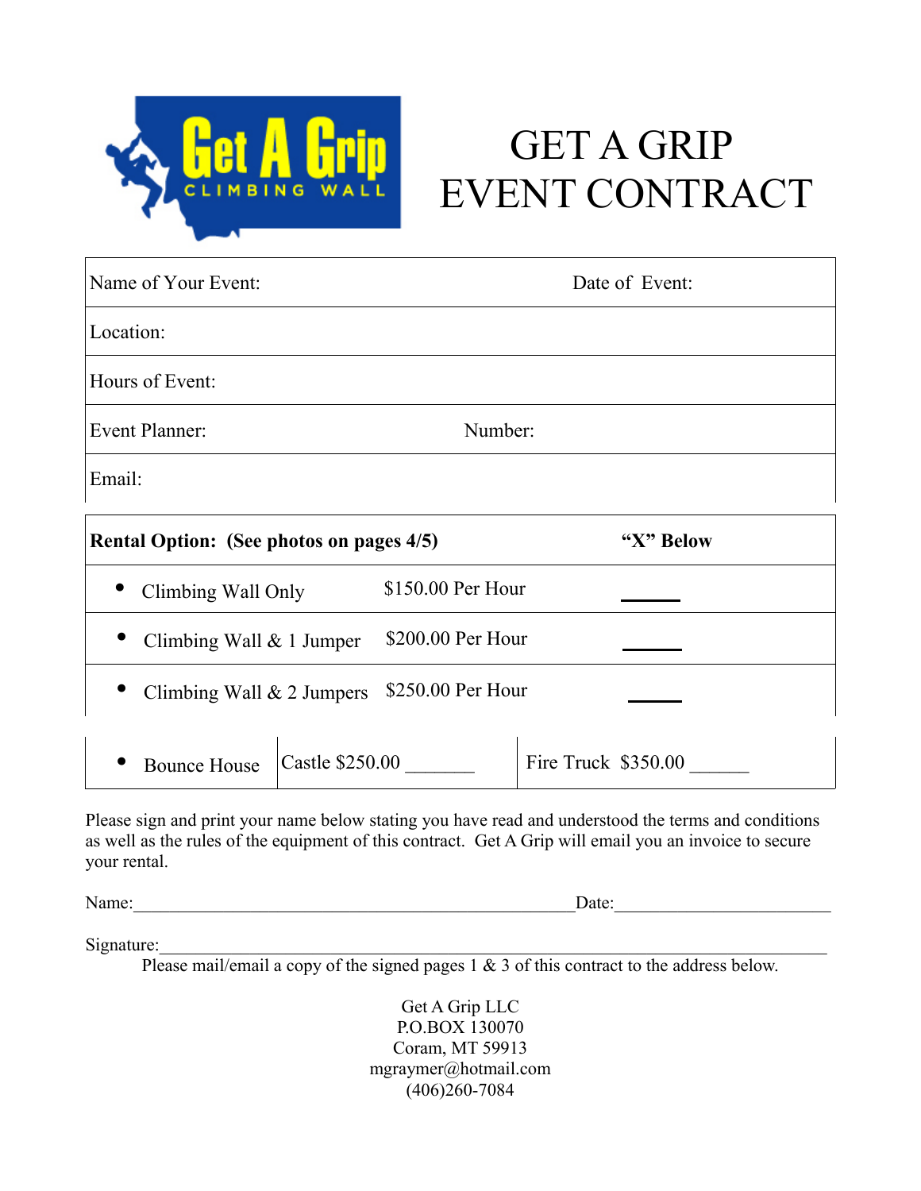# GET A GRIP EVENT CONTRACT

| Name of Your Event: | Date of Event: |
|---|---|
| Location: | |
| Hours of Event: | |
| Event Planner: | Number: |
| Email: | |

| Rental Option: (See photos on pages 4/5) | | "X" Below |
|---|---|---|
| • Climbing Wall Only | $150.00 Per Hour | ______ |
| • Climbing Wall & 1 Jumper | $200.00 Per Hour | ______ |
| • Climbing Wall & 2 Jumpers | $250.00 Per Hour | ______ |

| • Bounce House | Castle $250.00 _______ | Fire Truck $350.00 ______ |
|---|---|---|

Please sign and print your name below stating you have read and understood the terms and conditions as well as the rules of the equipment of this contract. Get A Grip will email you an invoice to secure your rental.

Name:________________________________________________Date:______________________

Signature:_________________________________________________________________________

Please mail/email a copy of the signed pages 1 & 3 of this contract to the address below.

Get A Grip LLC
P.O.BOX 130070
Coram, MT 59913
mgraymer@hotmail.com
(406)260-7084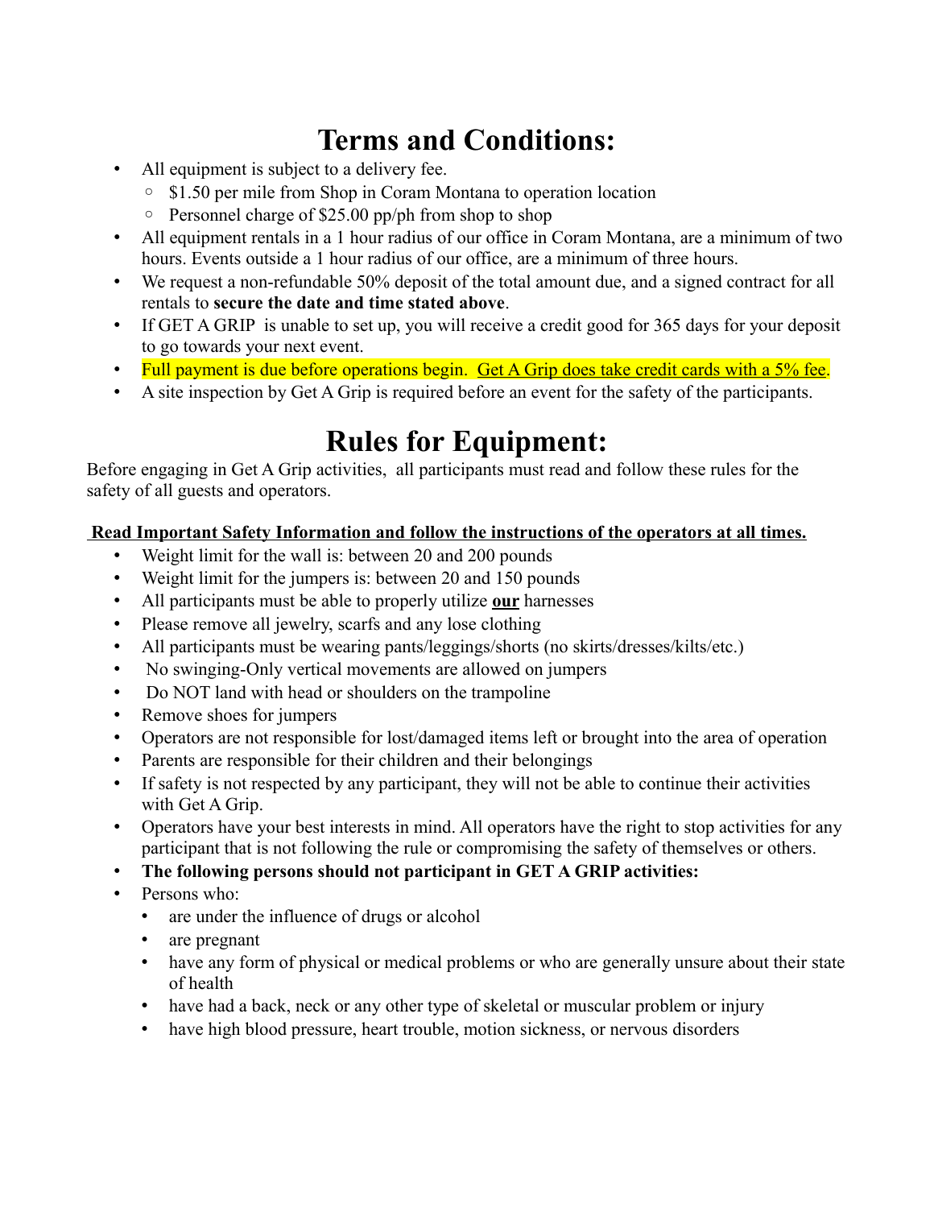# Terms and Conditions:

- All equipment is subject to a delivery fee.
  - $1.50 per mile from Shop in Coram Montana to operation location
  - Personnel charge of $25.00 pp/ph from shop to shop
- All equipment rentals in a 1 hour radius of our office in Coram Montana, are a minimum of two hours. Events outside a 1 hour radius of our office, are a minimum of three hours.
- We request a non-refundable 50% deposit of the total amount due, and a signed contract for all rentals to **secure the date and time stated above**.
- If GET A GRIP is unable to set up, you will receive a credit good for 365 days for your deposit to go towards your next event.
- Full payment is due before operations begin. Get A Grip does take credit cards with a 5% fee.
- A site inspection by Get A Grip is required before an event for the safety of the participants.

# Rules for Equipment:

Before engaging in Get A Grip activities, all participants must read and follow these rules for the safety of all guests and operators.

**Read Important Safety Information and follow the instructions of the operators at all times.**

- Weight limit for the wall is: between 20 and 200 pounds
- Weight limit for the jumpers is: between 20 and 150 pounds
- All participants must be able to properly utilize **our** harnesses
- Please remove all jewelry, scarfs and any lose clothing
- All participants must be wearing pants/leggings/shorts (no skirts/dresses/kilts/etc.)
- No swinging-Only vertical movements are allowed on jumpers
- Do NOT land with head or shoulders on the trampoline
- Remove shoes for jumpers
- Operators are not responsible for lost/damaged items left or brought into the area of operation
- Parents are responsible for their children and their belongings
- If safety is not respected by any participant, they will not be able to continue their activities with Get A Grip.
- Operators have your best interests in mind. All operators have the right to stop activities for any participant that is not following the rule or compromising the safety of themselves or others.
- **The following persons should not participant in GET A GRIP activities:**
- Persons who:
  - are under the influence of drugs or alcohol
  - are pregnant
  - have any form of physical or medical problems or who are generally unsure about their state of health
  - have had a back, neck or any other type of skeletal or muscular problem or injury
  - have high blood pressure, heart trouble, motion sickness, or nervous disorders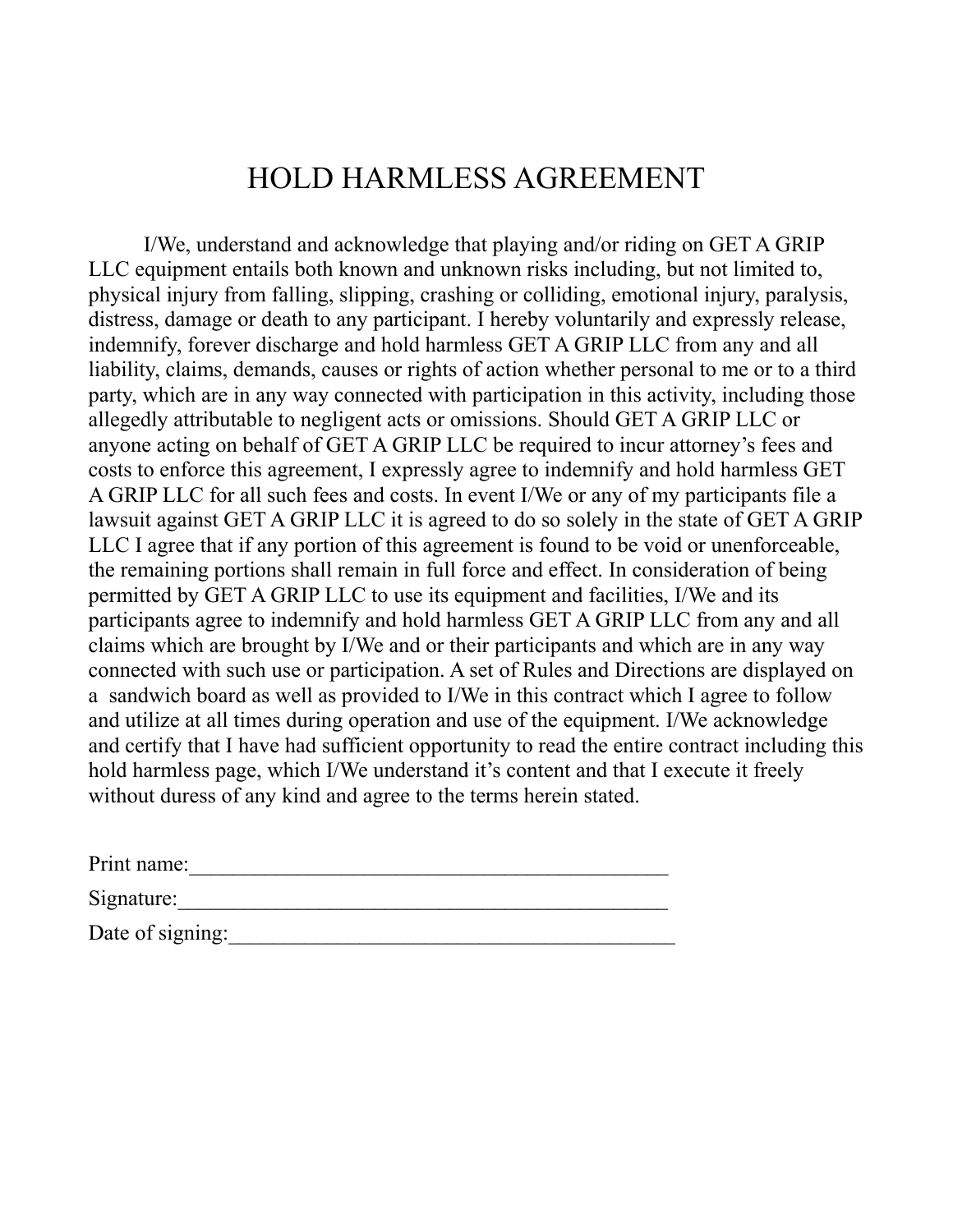# HOLD HARMLESS AGREEMENT

I/We, understand and acknowledge that playing and/or riding on GET A GRIP LLC equipment entails both known and unknown risks including, but not limited to, physical injury from falling, slipping, crashing or colliding, emotional injury, paralysis, distress, damage or death to any participant. I hereby voluntarily and expressly release, indemnify, forever discharge and hold harmless GET A GRIP LLC from any and all liability, claims, demands, causes or rights of action whether personal to me or to a third party, which are in any way connected with participation in this activity, including those allegedly attributable to negligent acts or omissions. Should GET A GRIP LLC or anyone acting on behalf of GET A GRIP LLC be required to incur attorney's fees and costs to enforce this agreement, I expressly agree to indemnify and hold harmless GET A GRIP LLC for all such fees and costs. In event I/We or any of my participants file a lawsuit against GET A GRIP LLC it is agreed to do so solely in the state of GET A GRIP LLC I agree that if any portion of this agreement is found to be void or unenforceable, the remaining portions shall remain in full force and effect. In consideration of being permitted by GET A GRIP LLC to use its equipment and facilities, I/We and its participants agree to indemnify and hold harmless GET A GRIP LLC from any and all claims which are brought by I/We and or their participants and which are in any way connected with such use or participation. A set of Rules and Directions are displayed on a sandwich board as well as provided to I/We in this contract which I agree to follow and utilize at all times during operation and use of the equipment. I/We acknowledge and certify that I have had sufficient opportunity to read the entire contract including this hold harmless page, which I/We understand it's content and that I execute it freely without duress of any kind and agree to the terms herein stated.

Print name:_____________________________________________

Signature:_______________________________________________

Date of signing:__________________________________________